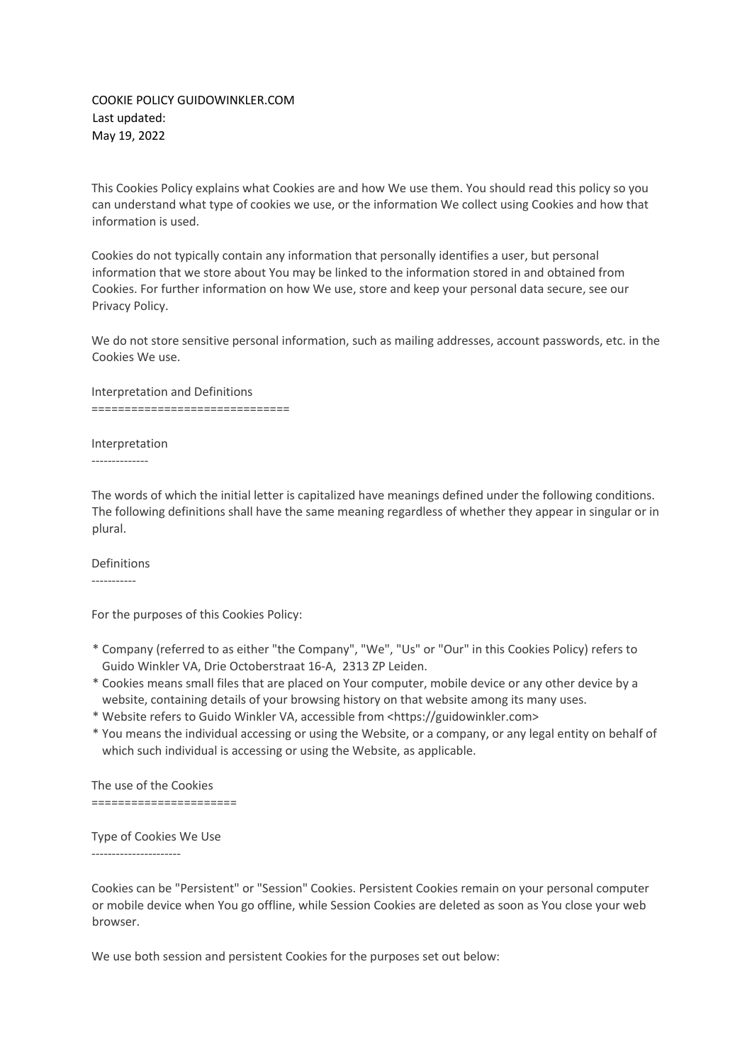COOKIE POLICY GUIDOWINKLER.COM
Last updated:
May 19, 2022

This Cookies Policy explains what Cookies are and how We use them. You should read this policy so you can understand what type of cookies we use, or the information We collect using Cookies and how that information is used.

Cookies do not typically contain any information that personally identifies a user, but personal information that we store about You may be linked to the information stored in and obtained from Cookies. For further information on how We use, store and keep your personal data secure, see our Privacy Policy.

We do not store sensitive personal information, such as mailing addresses, account passwords, etc. in the Cookies We use.

# Interpretation and Definitions

## Interpretation

The words of which the initial letter is capitalized have meanings defined under the following conditions. The following definitions shall have the same meaning regardless of whether they appear in singular or in plural.

## Definitions

For the purposes of this Cookies Policy:

* Company (referred to as either "the Company", "We", "Us" or "Our" in this Cookies Policy) refers to Guido Winkler VA, Drie Octoberstraat 16-A, 2313 ZP Leiden.
* Cookies means small files that are placed on Your computer, mobile device or any other device by a website, containing details of your browsing history on that website among its many uses.
* Website refers to Guido Winkler VA, accessible from <https://guidowinkler.com>
* You means the individual accessing or using the Website, or a company, or any legal entity on behalf of which such individual is accessing or using the Website, as applicable.

# The use of the Cookies

## Type of Cookies We Use

Cookies can be "Persistent" or "Session" Cookies. Persistent Cookies remain on your personal computer or mobile device when You go offline, while Session Cookies are deleted as soon as You close your web browser.

We use both session and persistent Cookies for the purposes set out below: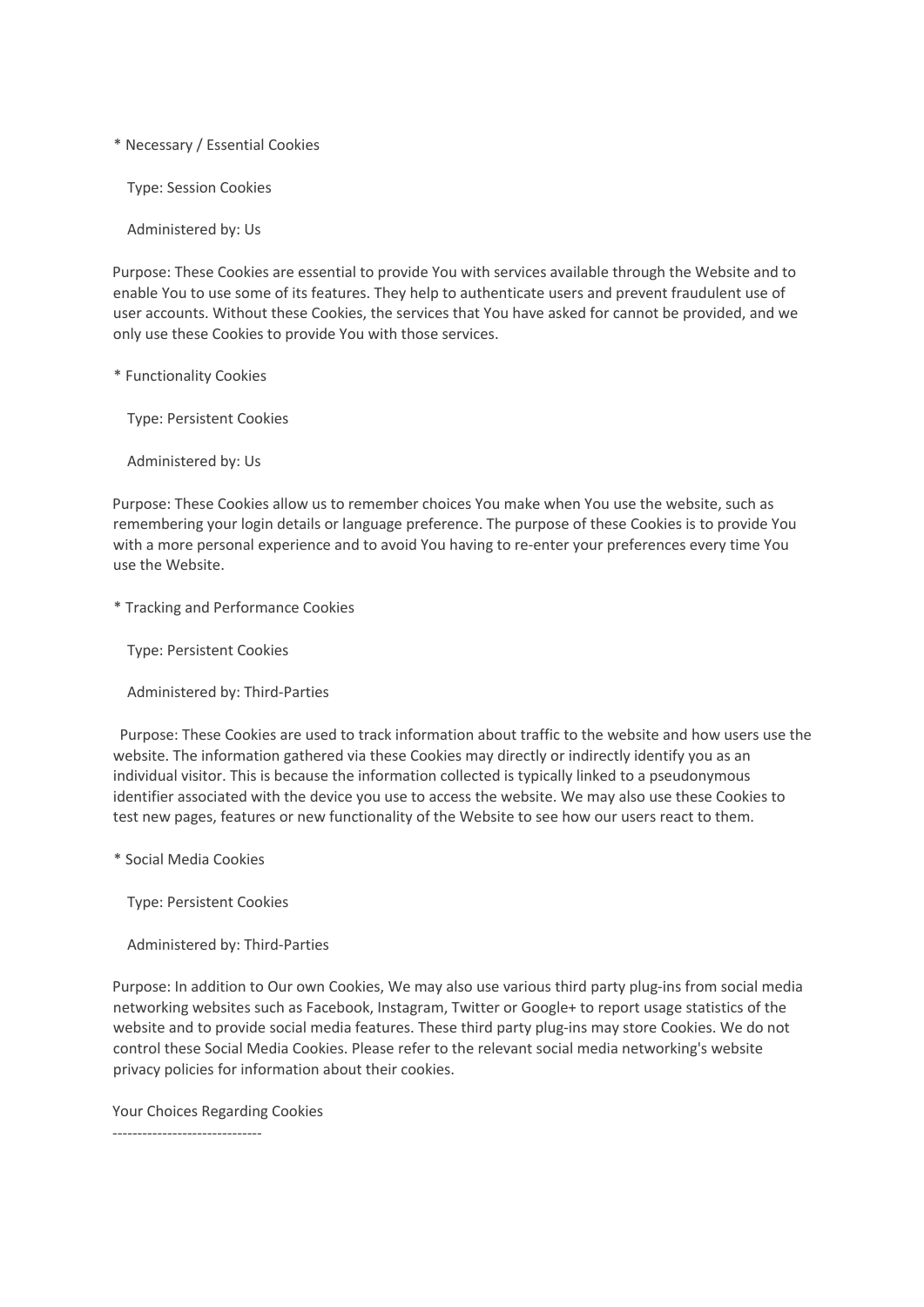* Necessary / Essential Cookies

  Type: Session Cookies

  Administered by: Us

  Purpose: These Cookies are essential to provide You with services available through the Website and to enable You to use some of its features. They help to authenticate users and prevent fraudulent use of user accounts. Without these Cookies, the services that You have asked for cannot be provided, and we only use these Cookies to provide You with those services.

* Functionality Cookies

  Type: Persistent Cookies

  Administered by: Us

  Purpose: These Cookies allow us to remember choices You make when You use the website, such as remembering your login details or language preference. The purpose of these Cookies is to provide You with a more personal experience and to avoid You having to re-enter your preferences every time You use the Website.

* Tracking and Performance Cookies

  Type: Persistent Cookies

  Administered by: Third-Parties

  Purpose: These Cookies are used to track information about traffic to the website and how users use the website. The information gathered via these Cookies may directly or indirectly identify you as an individual visitor. This is because the information collected is typically linked to a pseudonymous identifier associated with the device you use to access the website. We may also use these Cookies to test new pages, features or new functionality of the Website to see how our users react to them.

* Social Media Cookies

  Type: Persistent Cookies

  Administered by: Third-Parties

  Purpose: In addition to Our own Cookies, We may also use various third party plug-ins from social media networking websites such as Facebook, Instagram, Twitter or Google+ to report usage statistics of the website and to provide social media features. These third party plug-ins may store Cookies. We do not control these Social Media Cookies. Please refer to the relevant social media networking's website privacy policies for information about their cookies.

## Your Choices Regarding Cookies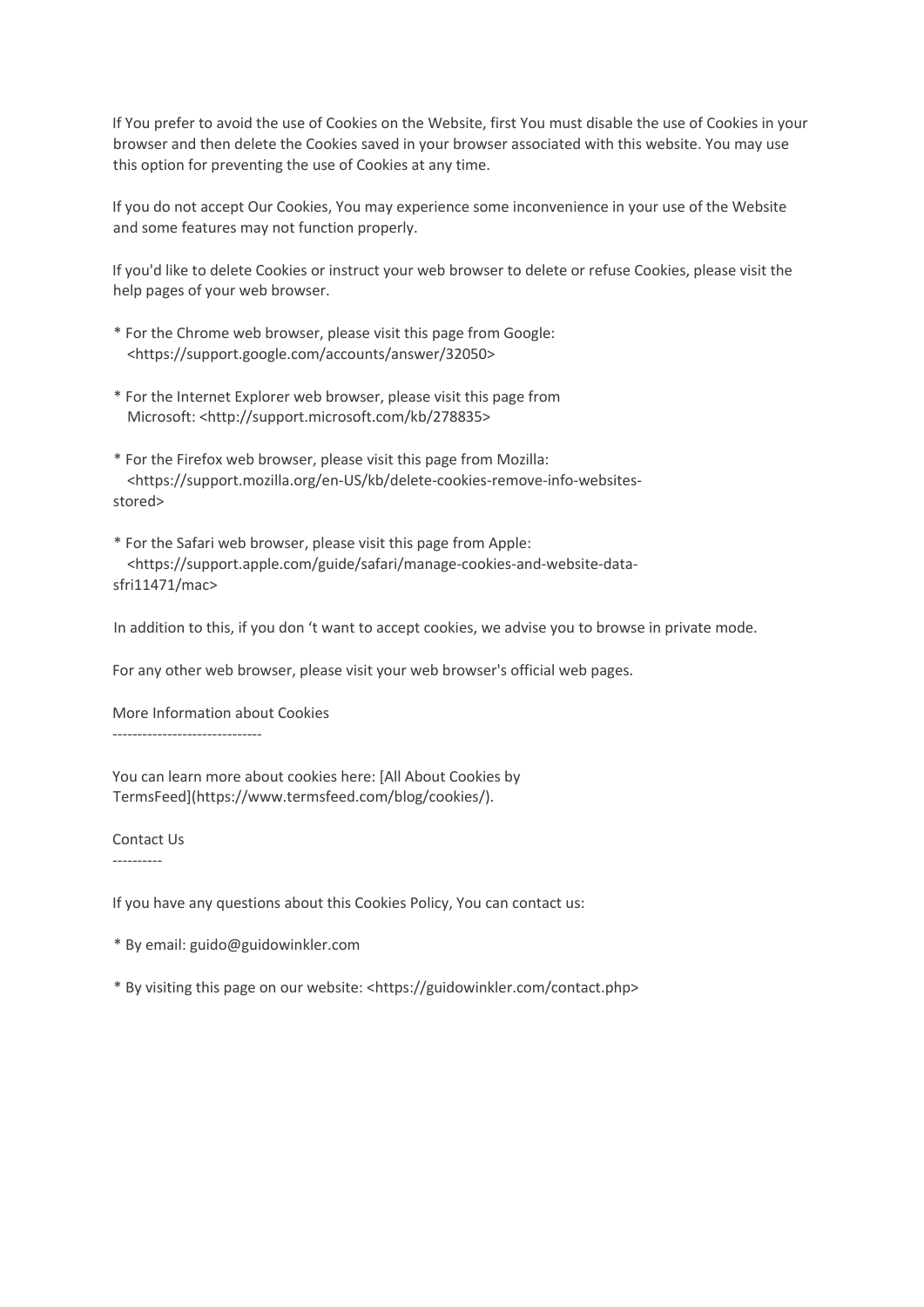If You prefer to avoid the use of Cookies on the Website, first You must disable the use of Cookies in your browser and then delete the Cookies saved in your browser associated with this website. You may use this option for preventing the use of Cookies at any time.

If you do not accept Our Cookies, You may experience some inconvenience in your use of the Website and some features may not function properly.

If you'd like to delete Cookies or instruct your web browser to delete or refuse Cookies, please visit the help pages of your web browser.

* For the Chrome web browser, please visit this page from Google: <https://support.google.com/accounts/answer/32050>

* For the Internet Explorer web browser, please visit this page from Microsoft: <http://support.microsoft.com/kb/278835>

* For the Firefox web browser, please visit this page from Mozilla: <https://support.mozilla.org/en-US/kb/delete-cookies-remove-info-websites-stored>

* For the Safari web browser, please visit this page from Apple: <https://support.apple.com/guide/safari/manage-cookies-and-website-data-sfri11471/mac>

In addition to this, if you don 't want to accept cookies, we advise you to browse in private mode.

For any other web browser, please visit your web browser's official web pages.

## More Information about Cookies

You can learn more about cookies here: [All About Cookies by TermsFeed](https://www.termsfeed.com/blog/cookies/).

## Contact Us

If you have any questions about this Cookies Policy, You can contact us:

* By email: guido@guidowinkler.com

* By visiting this page on our website: <https://guidowinkler.com/contact.php>